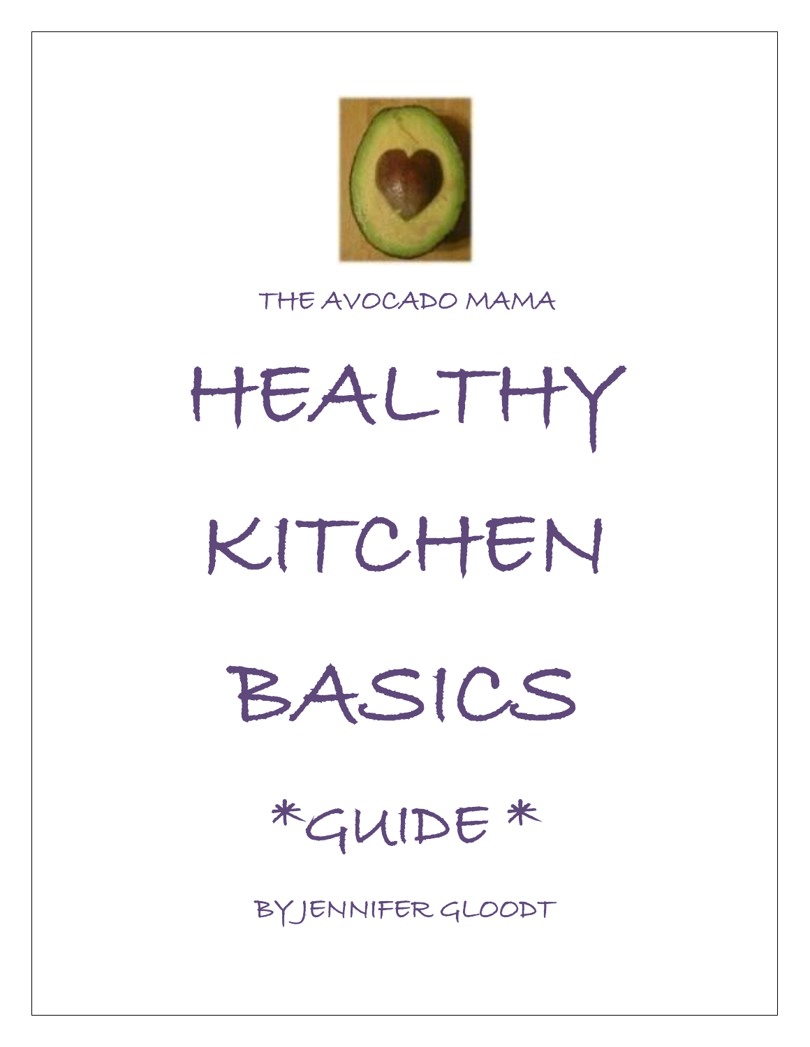THE AVOCADO MAMA

# HEALTHY KITCHEN BASICS

*GUIDE *

BY JENNIFER GLOODT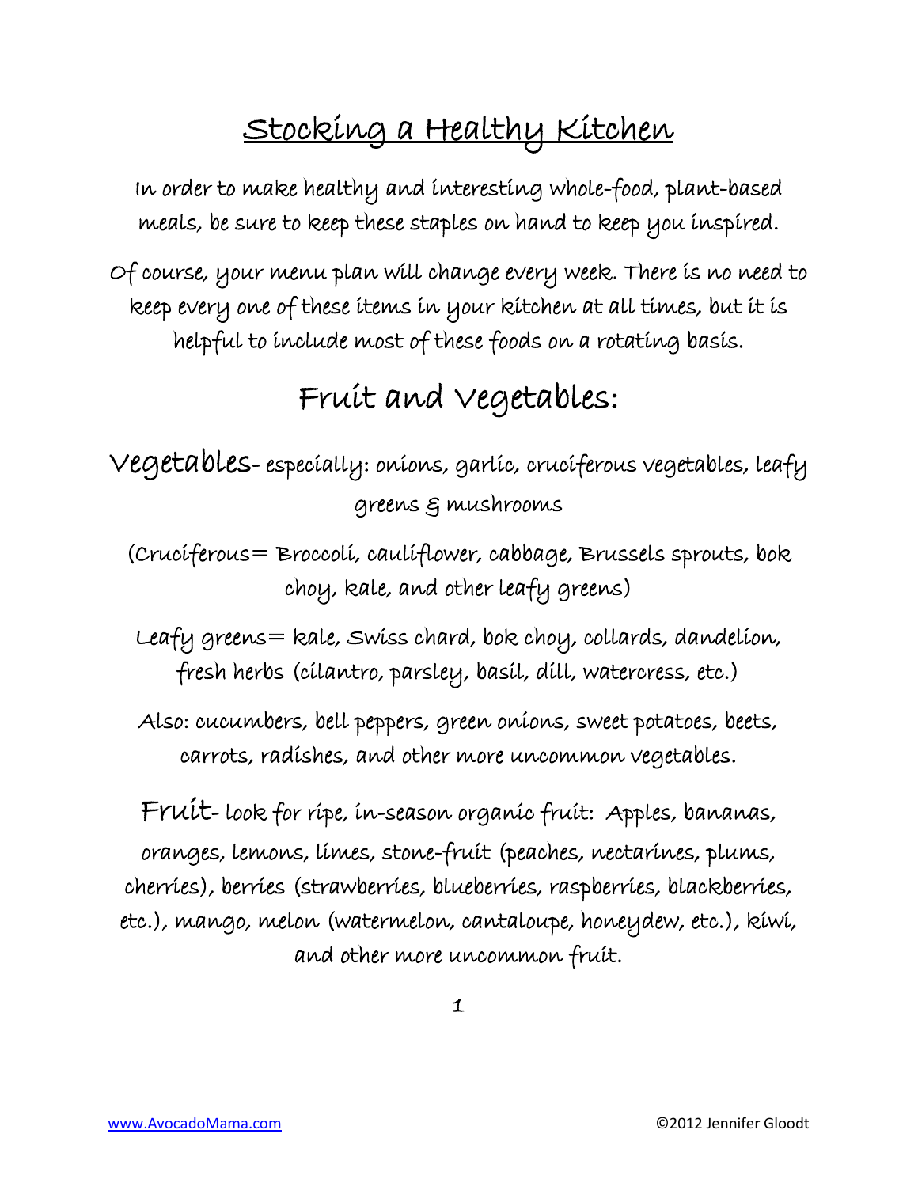# Stocking a Healthy Kitchen

In order to make healthy and interesting whole-food, plant-based meals, be sure to keep these staples on hand to keep you inspired.

Of course, your menu plan will change every week. There is no need to keep every one of these items in your kitchen at all times, but it is helpful to include most of these foods on a rotating basis.

## Fruit and Vegetables:

**Vegetables**- especially: onions, garlic, cruciferous vegetables, leafy greens & mushrooms

(Cruciferous= Broccoli, cauliflower, cabbage, Brussels sprouts, bok choy, kale, and other leafy greens)

Leafy greens= kale, Swiss chard, bok choy, collards, dandelion, fresh herbs (cilantro, parsley, basil, dill, watercress, etc.)

Also: cucumbers, bell peppers, green onions, sweet potatoes, beets, carrots, radishes, and other more uncommon vegetables.

**Fruit**- look for ripe, in-season organic fruit: Apples, bananas, oranges, lemons, limes, stone-fruit (peaches, nectarines, plums, cherries), berries (strawberries, blueberries, raspberries, blackberries, etc.), mango, melon (watermelon, cantaloupe, honeydew, etc.), kiwi, and other more uncommon fruit.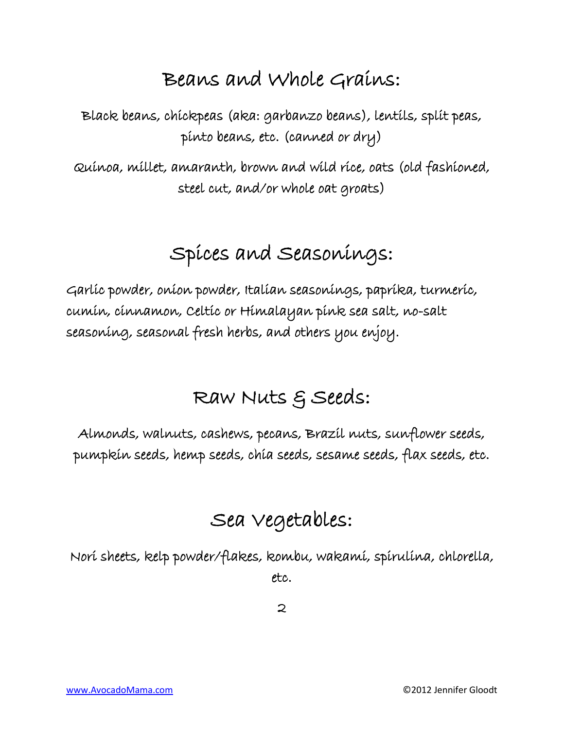## Beans and Whole Grains:

Black beans, chickpeas (aka: garbanzo beans), lentils, split peas, pinto beans, etc. (canned or dry)

Quinoa, millet, amaranth, brown and wild rice, oats (old fashioned, steel cut, and/or whole oat groats)

## Spices and Seasonings:

Garlic powder, onion powder, Italian seasonings, paprika, turmeric, cumin, cinnamon, Celtic or Himalayan pink sea salt, no-salt seasoning, seasonal fresh herbs, and others you enjoy.

## Raw Nuts & Seeds:

Almonds, walnuts, cashews, pecans, Brazil nuts, sunflower seeds, pumpkin seeds, hemp seeds, chia seeds, sesame seeds, flax seeds, etc.

## Sea Vegetables:

Nori sheets, kelp powder/flakes, kombu, wakami, spirulina, chlorella, etc.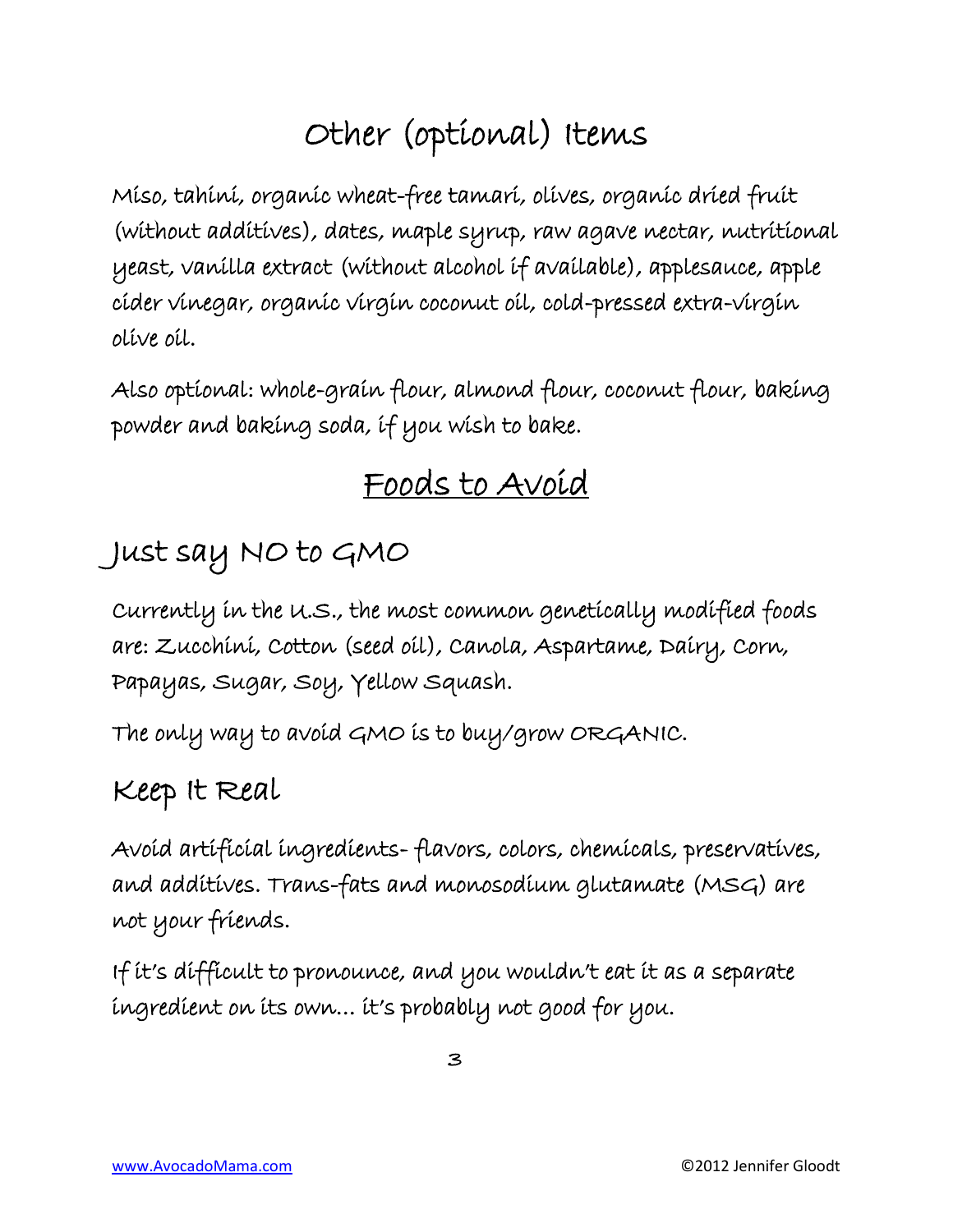# Other (optional) Items

Miso, tahini, organic wheat-free tamari, olives, organic dried fruit (without additives), dates, maple syrup, raw agave nectar, nutritional yeast, vanilla extract (without alcohol if available), applesauce, apple cider vinegar, organic virgin coconut oil, cold-pressed extra-virgin olive oil.

Also optional: whole-grain flour, almond flour, coconut flour, baking powder and baking soda, if you wish to bake.

# Foods to Avoid

## Just say NO to GMO

Currently in the U.S., the most common genetically modified foods are: Zucchini, Cotton (seed oil), Canola, Aspartame, Dairy, Corn, Papayas, Sugar, Soy, Yellow Squash.

The only way to avoid GMO is to buy/grow ORGANIC.

## Keep It Real

Avoid artificial ingredients- flavors, colors, chemicals, preservatives, and additives. Trans-fats and monosodium glutamate (MSG) are not your friends.

If it's difficult to pronounce, and you wouldn't eat it as a separate ingredient on its own… it's probably not good for you.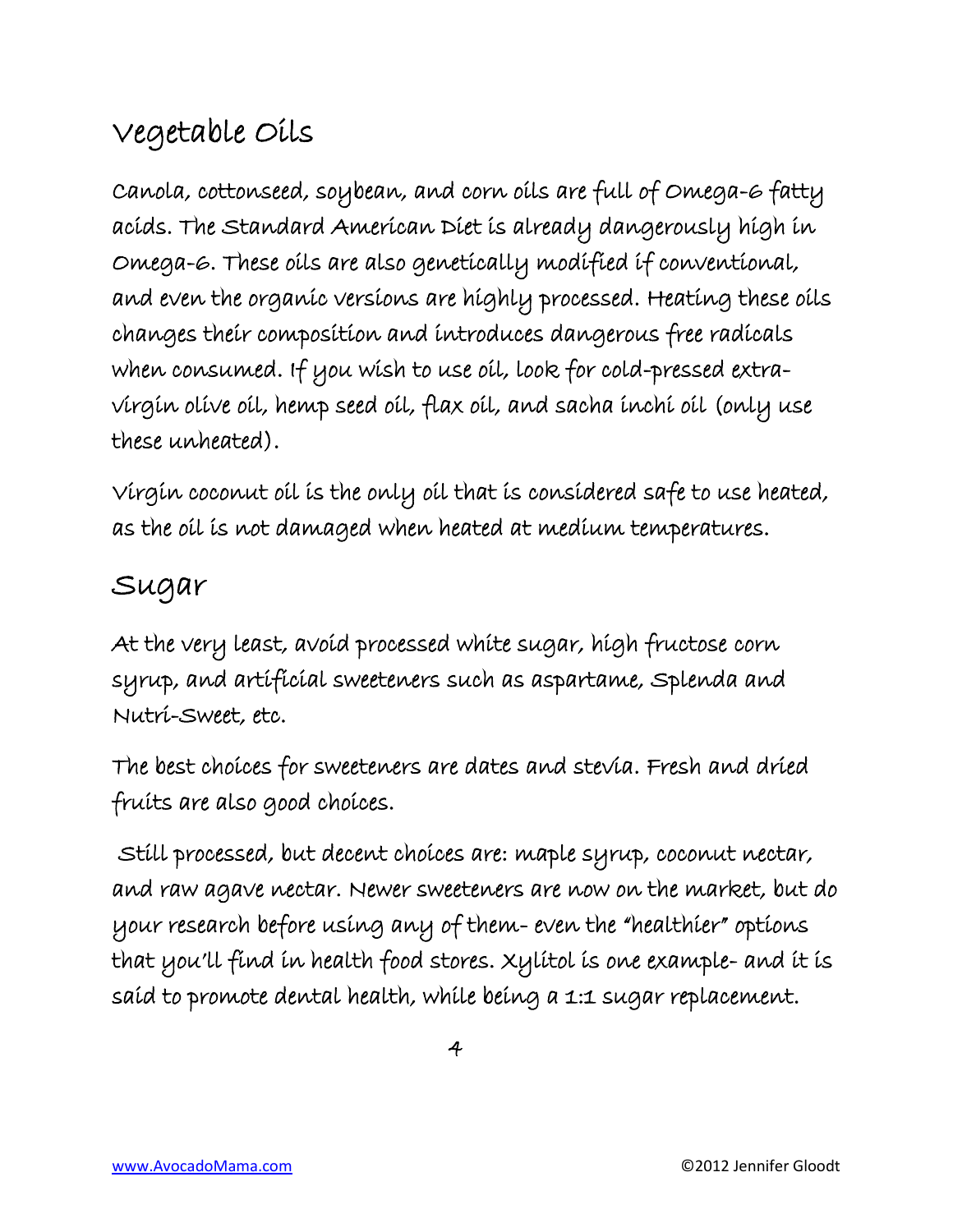## Vegetable Oils

Canola, cottonseed, soybean, and corn oils are full of Omega-6 fatty acids. The Standard American Diet is already dangerously high in Omega-6. These oils are also genetically modified if conventional, and even the organic versions are highly processed. Heating these oils changes their composition and introduces dangerous free radicals when consumed. If you wish to use oil, look for cold-pressed extra-virgin olive oil, hemp seed oil, flax oil, and sacha inchi oil (only use these unheated).

Virgin coconut oil is the only oil that is considered safe to use heated, as the oil is not damaged when heated at medium temperatures.

## Sugar

At the very least, avoid processed white sugar, high fructose corn syrup, and artificial sweeteners such as aspartame, Splenda and Nutri-Sweet, etc.

The best choices for sweeteners are dates and stevia. Fresh and dried fruits are also good choices.

Still processed, but decent choices are: maple syrup, coconut nectar, and raw agave nectar. Newer sweeteners are now on the market, but do your research before using any of them- even the "healthier" options that you'll find in health food stores. Xylitol is one example- and it is said to promote dental health, while being a 1:1 sugar replacement.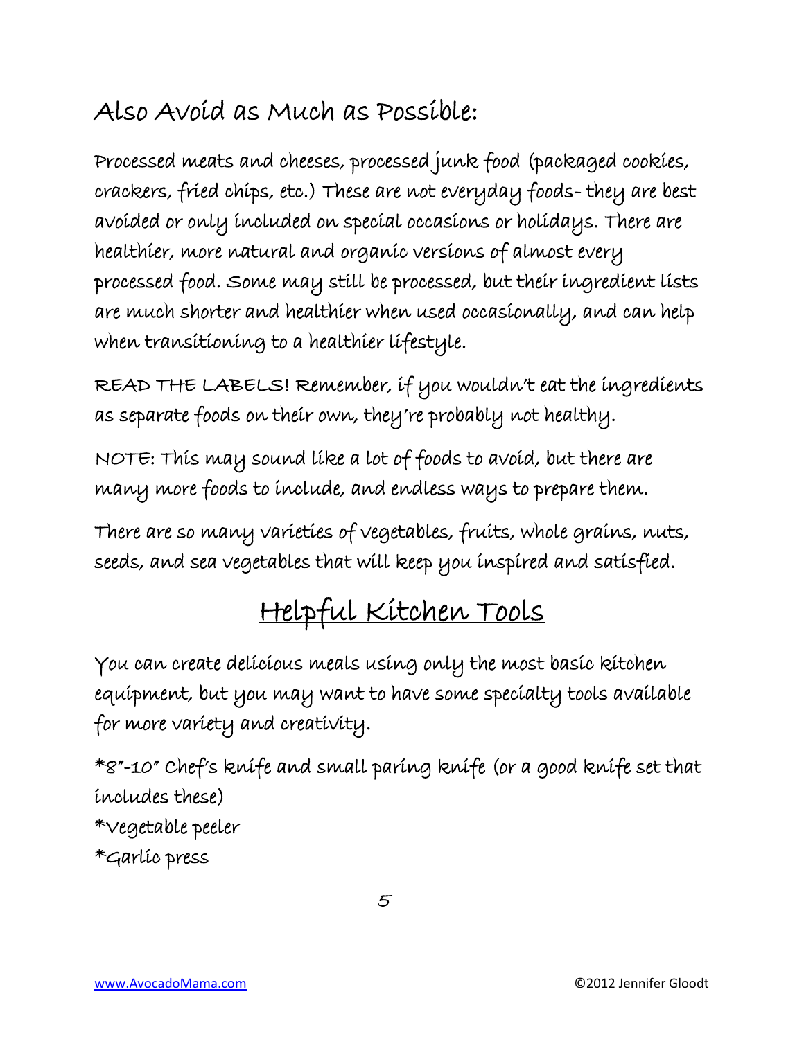## Also Avoid as Much as Possible:

Processed meats and cheeses, processed junk food (packaged cookies, crackers, fried chips, etc.) These are not everyday foods- they are best avoided or only included on special occasions or holidays. There are healthier, more natural and organic versions of almost every processed food. Some may still be processed, but their ingredient lists are much shorter and healthier when used occasionally, and can help when transitioning to a healthier lifestyle.

READ THE LABELS! Remember, if you wouldn't eat the ingredients as separate foods on their own, they're probably not healthy.

NOTE: This may sound like a lot of foods to avoid, but there are many more foods to include, and endless ways to prepare them.

There are so many varieties of vegetables, fruits, whole grains, nuts, seeds, and sea vegetables that will keep you inspired and satisfied.

# Helpful Kitchen Tools

You can create delicious meals using only the most basic kitchen equipment, but you may want to have some specialty tools available for more variety and creativity.

*8"-10" Chef's knife and small paring knife (or a good knife set that includes these)
*Vegetable peeler
*Garlic press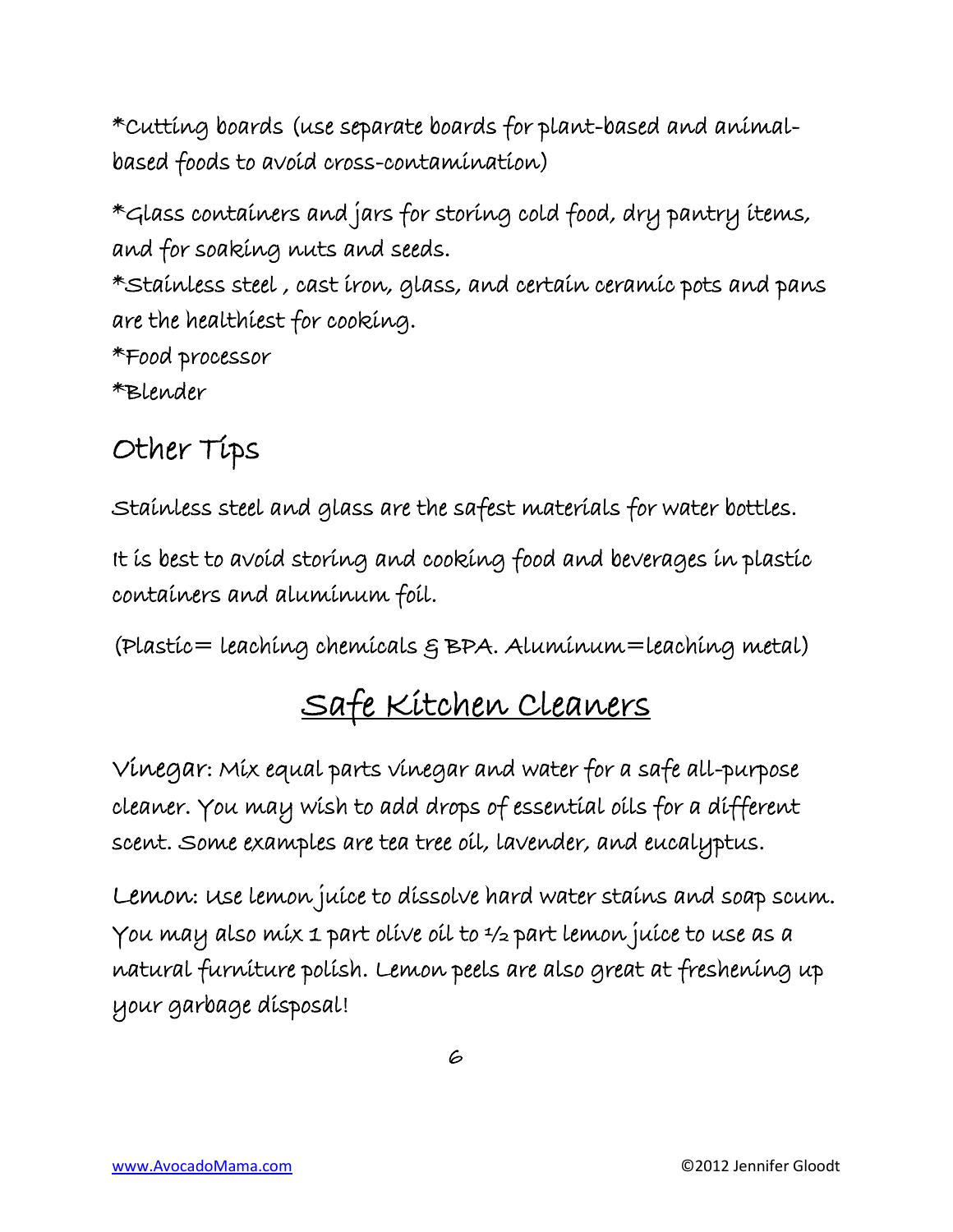*Cutting boards (use separate boards for plant-based and animal-based foods to avoid cross-contamination)

*Glass containers and jars for storing cold food, dry pantry items, and for soaking nuts and seeds.

*Stainless steel , cast iron, glass, and certain ceramic pots and pans are the healthiest for cooking.

*Food processor

*Blender

## Other Tips

Stainless steel and glass are the safest materials for water bottles.

It is best to avoid storing and cooking food and beverages in plastic containers and aluminum foil.

(Plastic= leaching chemicals & BPA. Aluminum=leaching metal)

# Safe Kitchen Cleaners

Vinegar: Mix equal parts vinegar and water for a safe all-purpose cleaner. You may wish to add drops of essential oils for a different scent. Some examples are tea tree oil, lavender, and eucalyptus.

Lemon: Use lemon juice to dissolve hard water stains and soap scum. You may also mix 1 part olive oil to ½ part lemon juice to use as a natural furniture polish. Lemon peels are also great at freshening up your garbage disposal!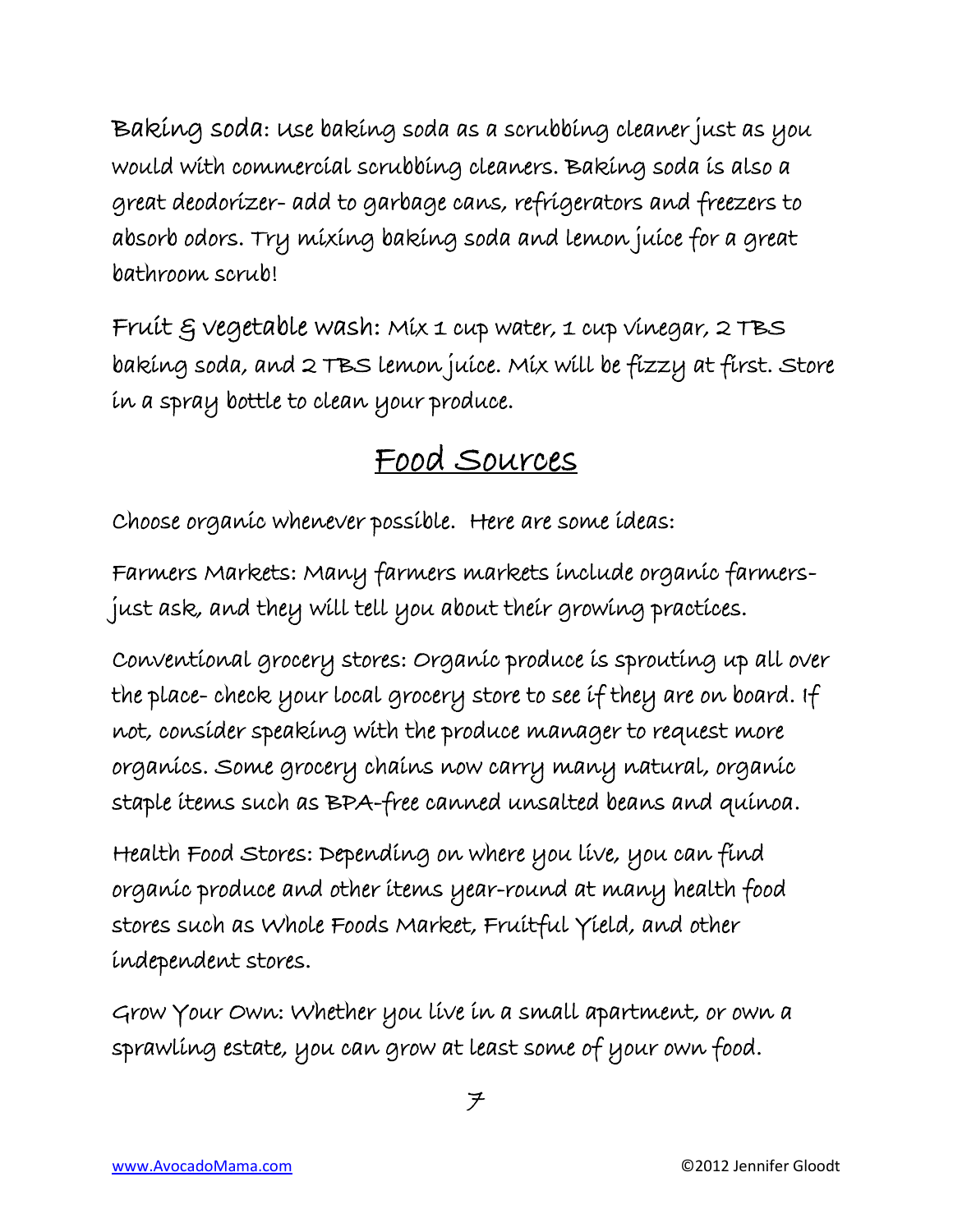Baking soda: Use baking soda as a scrubbing cleaner just as you would with commercial scrubbing cleaners. Baking soda is also a great deodorizer- add to garbage cans, refrigerators and freezers to absorb odors. Try mixing baking soda and lemon juice for a great bathroom scrub!

Fruit & vegetable wash: Mix 1 cup water, 1 cup vinegar, 2 TBS baking soda, and 2 TBS lemon juice. Mix will be fizzy at first. Store in a spray bottle to clean your produce.

## Food Sources

Choose organic whenever possible. Here are some ideas:

Farmers Markets: Many farmers markets include organic farmers- just ask, and they will tell you about their growing practices.

Conventional grocery stores: Organic produce is sprouting up all over the place- check your local grocery store to see if they are on board. If not, consider speaking with the produce manager to request more organics. Some grocery chains now carry many natural, organic staple items such as BPA-free canned unsalted beans and quinoa.

Health Food Stores: Depending on where you live, you can find organic produce and other items year-round at many health food stores such as Whole Foods Market, Fruitful Yield, and other independent stores.

Grow Your Own: Whether you live in a small apartment, or own a sprawling estate, you can grow at least some of your own food.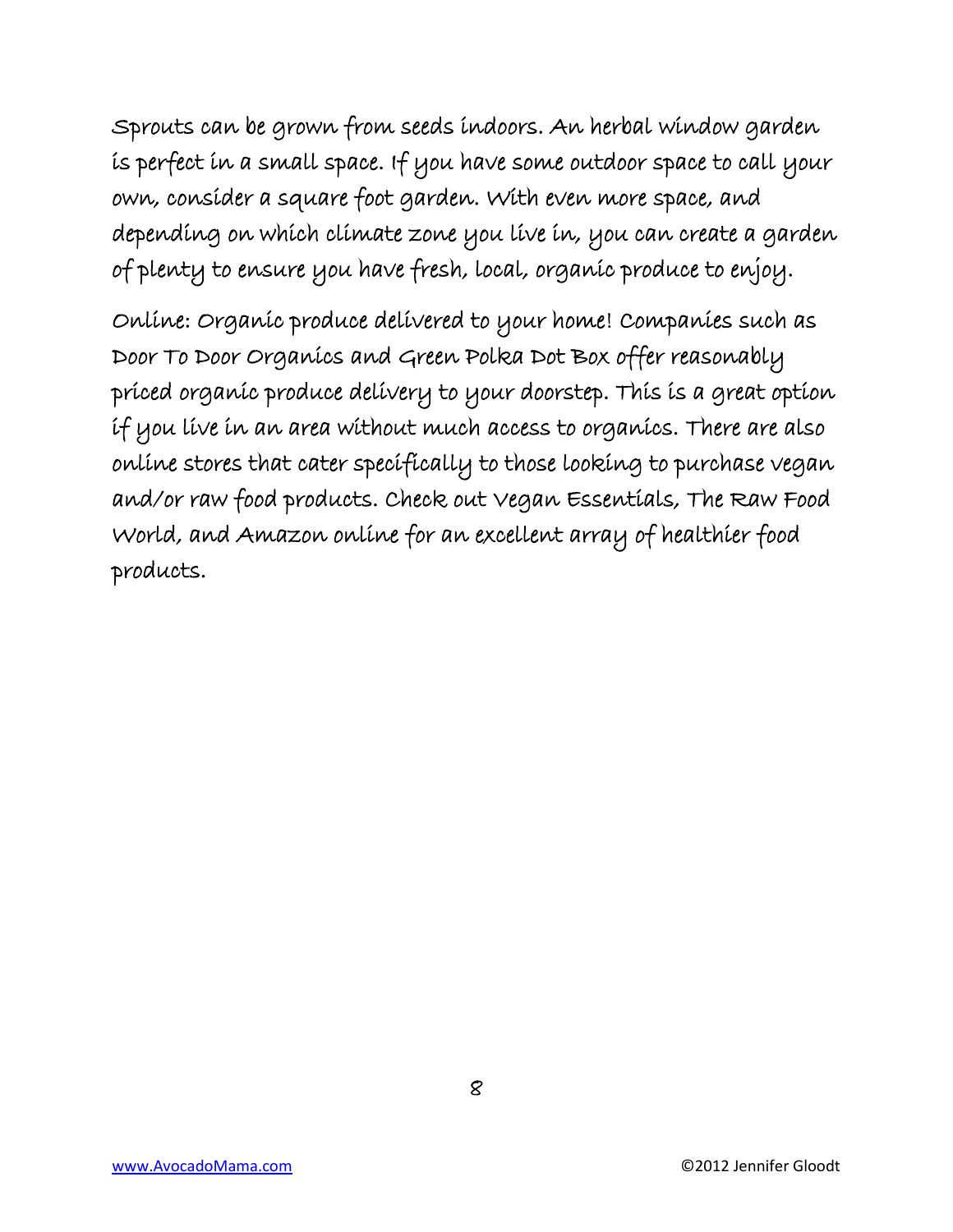Sprouts can be grown from seeds indoors. An herbal window garden is perfect in a small space. If you have some outdoor space to call your own, consider a square foot garden. With even more space, and depending on which climate zone you live in, you can create a garden of plenty to ensure you have fresh, local, organic produce to enjoy.

Online: Organic produce delivered to your home! Companies such as Door To Door Organics and Green Polka Dot Box offer reasonably priced organic produce delivery to your doorstep. This is a great option if you live in an area without much access to organics. There are also online stores that cater specifically to those looking to purchase vegan and/or raw food products. Check out Vegan Essentials, The Raw Food World, and Amazon online for an excellent array of healthier food products.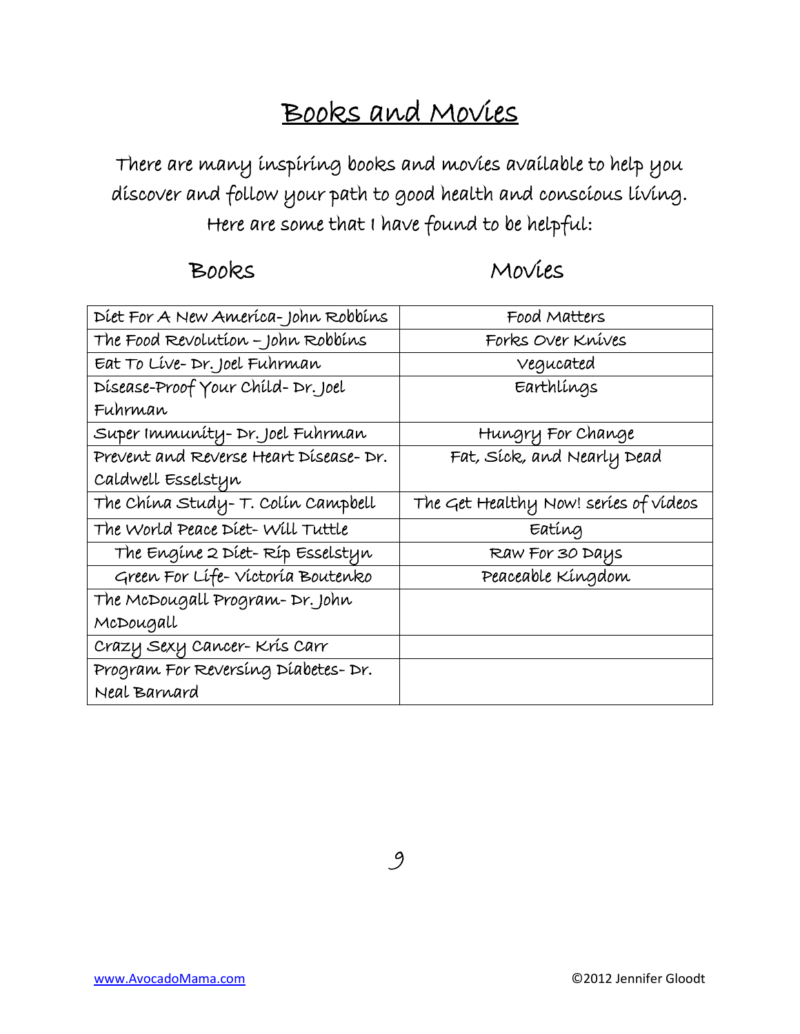# Books and Movies

There are many inspiring books and movies available to help you discover and follow your path to good health and conscious living. Here are some that I have found to be helpful:

| Books | Movies |
|---|---|
| Diet For A New America- John Robbins | Food Matters |
| The Food Revolution – John Robbins | Forks Over Knives |
| Eat To Live- Dr. Joel Fuhrman | Vegucated |
| Disease-Proof Your Child- Dr. Joel Fuhrman | Earthlings |
| Super Immunity- Dr. Joel Fuhrman | Hungry For Change |
| Prevent and Reverse Heart Disease- Dr. Caldwell Esselstyn | Fat, Sick, and Nearly Dead |
| The China Study- T. Colin Campbell | The Get Healthy Now! series of videos |
| The World Peace Diet- Will Tuttle | Eating |
| The Engine 2 Diet- Rip Esselstyn | Raw For 30 Days |
| Green For Life- Victoria Boutenko | Peaceable Kingdom |
| The McDougall Program- Dr. John McDougall | |
| Crazy Sexy Cancer- Kris Carr | |
| Program For Reversing Diabetes- Dr. Neal Barnard | |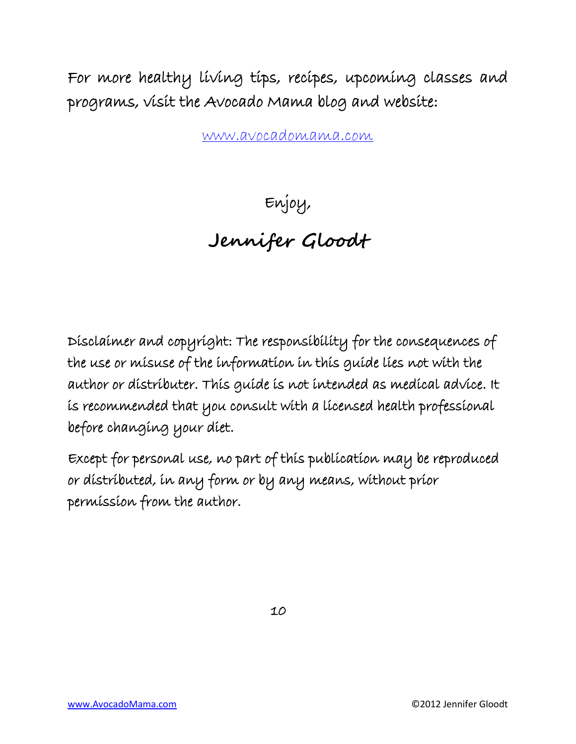For more healthy living tips, recipes, upcoming classes and programs, visit the Avocado Mama blog and website:

www.avocadomama.com

Enjoy,

**Jennifer Gloodt**

Disclaimer and copyright: The responsibility for the consequences of the use or misuse of the information in this guide lies not with the author or distributer. This guide is not intended as medical advice. It is recommended that you consult with a licensed health professional before changing your diet.

Except for personal use, no part of this publication may be reproduced or distributed, in any form or by any means, without prior permission from the author.